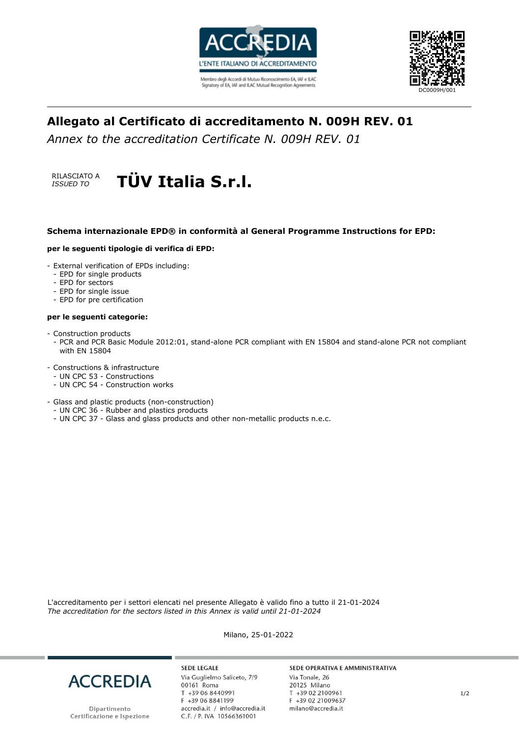ACCREDIA

L'ENTE ITALIANO DI ACCREDITAMENTO

Membro degli Accordi di Mutuo Riconoscimento EA, IAF e ILAC
Signatory of EA, IAF and ILAC Mutual Recognition Agreements

DC0009H/001

## Allegato al Certificato di accreditamento N. 009H REV. 01

*Annex to the accreditation Certificate N. 009H REV. 01*

RILASCIATO A
*ISSUED TO*

# TÜV Italia S.r.l.

**Schema internazionale EPD® in conformità al General Programme Instructions for EPD:**

**per le seguenti tipologie di verifica di EPD:**

- External verification of EPDs including:
  - EPD for single products
  - EPD for sectors
  - EPD for single issue
  - EPD for pre certification

**per le seguenti categorie:**

- Construction products
  - PCR and PCR Basic Module 2012:01, stand-alone PCR compliant with EN 15804 and stand-alone PCR not compliant with EN 15804

- Constructions & infrastructure
  - UN CPC 53 - Constructions
  - UN CPC 54 - Construction works

- Glass and plastic products (non-construction)
  - UN CPC 36 - Rubber and plastics products
  - UN CPC 37 - Glass and glass products and other non-metallic products n.e.c.

L'accreditamento per i settori elencati nel presente Allegato è valido fino a tutto il 21-01-2024
*The accreditation for the sectors listed in this Annex is valid until 21-01-2024*

Milano, 25-01-2022

ACCREDIA
Dipartimento
Certificazione e Ispezione

**SEDE LEGALE**
Via Guglielmo Saliceto, 7/9
00161 Roma
T +39 06 8440991
F +39 06 8841199
accredia.it / info@accredia.it
C.F. / P. IVA 10566361001

**SEDE OPERATIVA E AMMINISTRATIVA**
Via Tonale, 26
20125 Milano
T +39 02 2100961
F +39 02 21009637
milano@accredia.it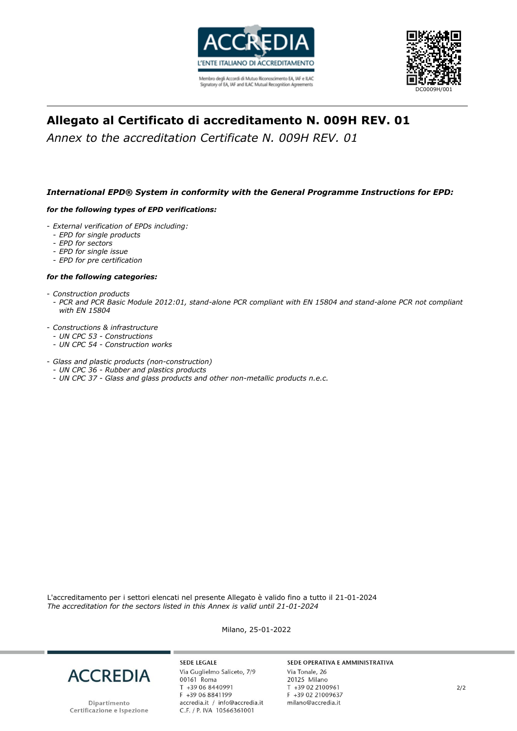DC0009H/001

## Allegato al Certificato di accreditamento N. 009H REV. 01

*Annex to the accreditation Certificate N. 009H REV. 01*

***International EPD® System in conformity with the General Programme Instructions for EPD:***

***for the following types of EPD verifications:***

- *External verification of EPDs including:*
  - *EPD for single products*
  - *EPD for sectors*
  - *EPD for single issue*
  - *EPD for pre certification*

***for the following categories:***

- *Construction products*
  - *PCR and PCR Basic Module 2012:01, stand-alone PCR compliant with EN 15804 and stand-alone PCR not compliant with EN 15804*

- *Constructions & infrastructure*
  - *UN CPC 53 - Constructions*
  - *UN CPC 54 - Construction works*

- *Glass and plastic products (non-construction)*
  - *UN CPC 36 - Rubber and plastics products*
  - *UN CPC 37 - Glass and glass products and other non-metallic products n.e.c.*

L'accreditamento per i settori elencati nel presente Allegato è valido fino a tutto il 21-01-2024
*The accreditation for the sectors listed in this Annex is valid until 21-01-2024*

Milano, 25-01-2022